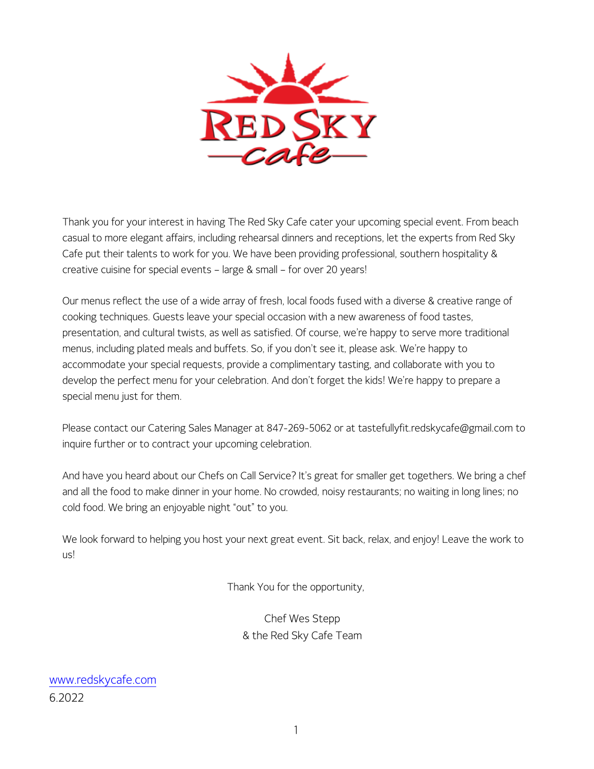# Red Sky Cafe

Thank you for your interest in having The Red Sky Cafe cater your upcoming special event. From beach casual to more elegant affairs, including rehearsal dinners and receptions, let the experts from Red Sky Cafe put their talents to work for you. We have been providing professional, southern hospitality & creative cuisine for special events – large & small – for over 20 years!

Our menus reflect the use of a wide array of fresh, local foods fused with a diverse & creative range of cooking techniques. Guests leave your special occasion with a new awareness of food tastes, presentation, and cultural twists, as well as satisfied. Of course, we're happy to serve more traditional menus, including plated meals and buffets. So, if you don't see it, please ask. We're happy to accommodate your special requests, provide a complimentary tasting, and collaborate with you to develop the perfect menu for your celebration. And don't forget the kids! We're happy to prepare a special menu just for them.

Please contact our Catering Sales Manager at 847-269-5062 or at tastefullyfit.redskycafe@gmail.com to inquire further or to contract your upcoming celebration.

And have you heard about our Chefs on Call Service? It's great for smaller get togethers. We bring a chef and all the food to make dinner in your home. No crowded, noisy restaurants; no waiting in long lines; no cold food. We bring an enjoyable night "out" to you.

We look forward to helping you host your next great event. Sit back, relax, and enjoy! Leave the work to us!

Thank You for the opportunity,

Chef Wes Stepp
& the Red Sky Cafe Team

www.redskycafe.com
6.2022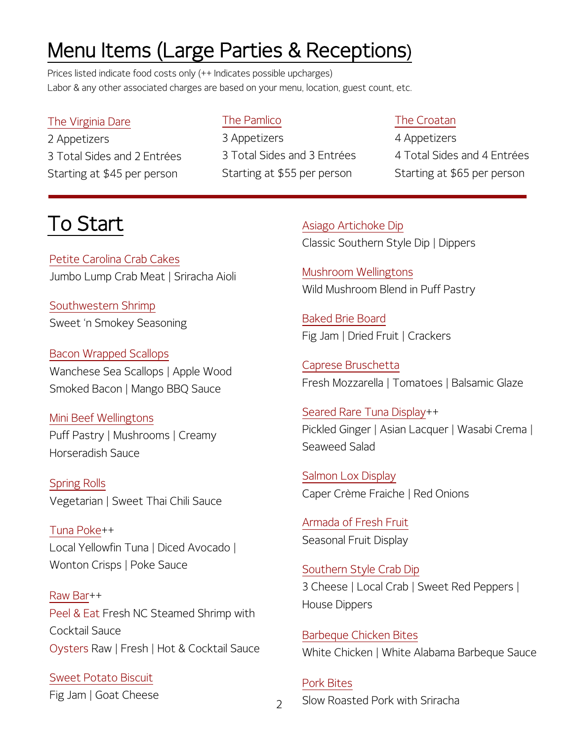# Menu Items (Large Parties & Receptions)

Prices listed indicate food costs only (++ Indicates possible upcharges)
Labor & any other associated charges are based on your menu, location, guest count, etc.

### The Virginia Dare

2 Appetizers
3 Total Sides and 2 Entrées
Starting at $45 per person

### The Pamlico

3 Appetizers
3 Total Sides and 3 Entrées
Starting at $55 per person

### The Croatan

4 Appetizers
4 Total Sides and 4 Entrées
Starting at $65 per person

---

# To Start

**Petite Carolina Crab Cakes**
Jumbo Lump Crab Meat | Sriracha Aioli

**Southwestern Shrimp**
Sweet 'n Smokey Seasoning

**Bacon Wrapped Scallops**
Wanchese Sea Scallops | Apple Wood Smoked Bacon | Mango BBQ Sauce

**Mini Beef Wellingtons**
Puff Pastry | Mushrooms | Creamy Horseradish Sauce

**Spring Rolls**
Vegetarian | Sweet Thai Chili Sauce

**Tuna Poke++**
Local Yellowfin Tuna | Diced Avocado | Wonton Crisps | Poke Sauce

**Raw Bar++**
Peel & Eat Fresh NC Steamed Shrimp with Cocktail Sauce
Oysters Raw | Fresh | Hot & Cocktail Sauce

**Sweet Potato Biscuit**
Fig Jam | Goat Cheese

**Asiago Artichoke Dip**
Classic Southern Style Dip | Dippers

**Mushroom Wellingtons**
Wild Mushroom Blend in Puff Pastry

**Baked Brie Board**
Fig Jam | Dried Fruit | Crackers

**Caprese Bruschetta**
Fresh Mozzarella | Tomatoes | Balsamic Glaze

**Seared Rare Tuna Display++**
Pickled Ginger | Asian Lacquer | Wasabi Crema | Seaweed Salad

**Salmon Lox Display**
Caper Crème Fraiche | Red Onions

**Armada of Fresh Fruit**
Seasonal Fruit Display

**Southern Style Crab Dip**
3 Cheese | Local Crab | Sweet Red Peppers | House Dippers

**Barbeque Chicken Bites**
White Chicken | White Alabama Barbeque Sauce

**Pork Bites**
Slow Roasted Pork with Sriracha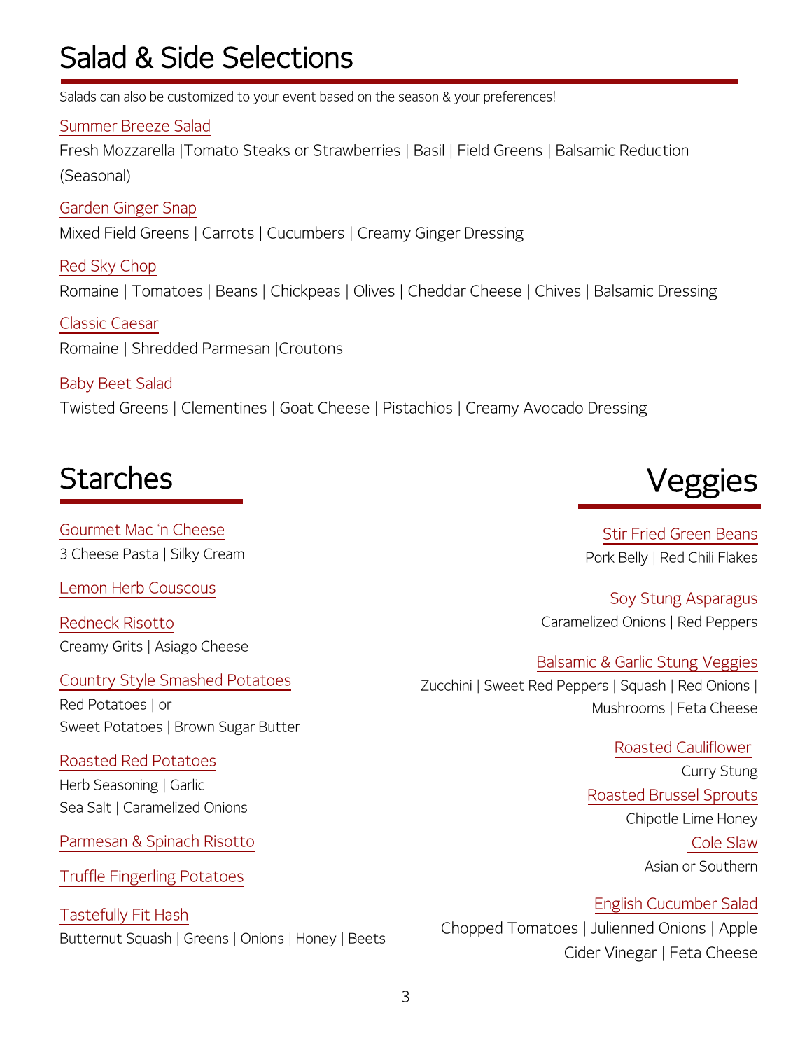# Salad & Side Selections

Salads can also be customized to your event based on the season & your preferences!

Summer Breeze Salad

Fresh Mozzarella |Tomato Steaks or Strawberries | Basil | Field Greens | Balsamic Reduction (Seasonal)

Garden Ginger Snap

Mixed Field Greens | Carrots | Cucumbers | Creamy Ginger Dressing

Red Sky Chop

Romaine | Tomatoes | Beans | Chickpeas | Olives | Cheddar Cheese | Chives | Balsamic Dressing

Classic Caesar

Romaine | Shredded Parmesan |Croutons

Baby Beet Salad

Twisted Greens | Clementines | Goat Cheese | Pistachios | Creamy Avocado Dressing

# Starches

Gourmet Mac 'n Cheese

3 Cheese Pasta | Silky Cream

Lemon Herb Couscous

Redneck Risotto

Creamy Grits | Asiago Cheese

Country Style Smashed Potatoes

Red Potatoes | or
Sweet Potatoes | Brown Sugar Butter

Roasted Red Potatoes

Herb Seasoning | Garlic
Sea Salt | Caramelized Onions

Parmesan & Spinach Risotto

Truffle Fingerling Potatoes

Tastefully Fit Hash

Butternut Squash | Greens | Onions | Honey | Beets

# Veggies

Stir Fried Green Beans

Pork Belly | Red Chili Flakes

Soy Stung Asparagus

Caramelized Onions | Red Peppers

Balsamic & Garlic Stung Veggies

Zucchini | Sweet Red Peppers | Squash | Red Onions | Mushrooms | Feta Cheese

Roasted Cauliflower

Curry Stung

Roasted Brussel Sprouts

Chipotle Lime Honey

Cole Slaw

Asian or Southern

English Cucumber Salad

Chopped Tomatoes | Julienned Onions | Apple Cider Vinegar | Feta Cheese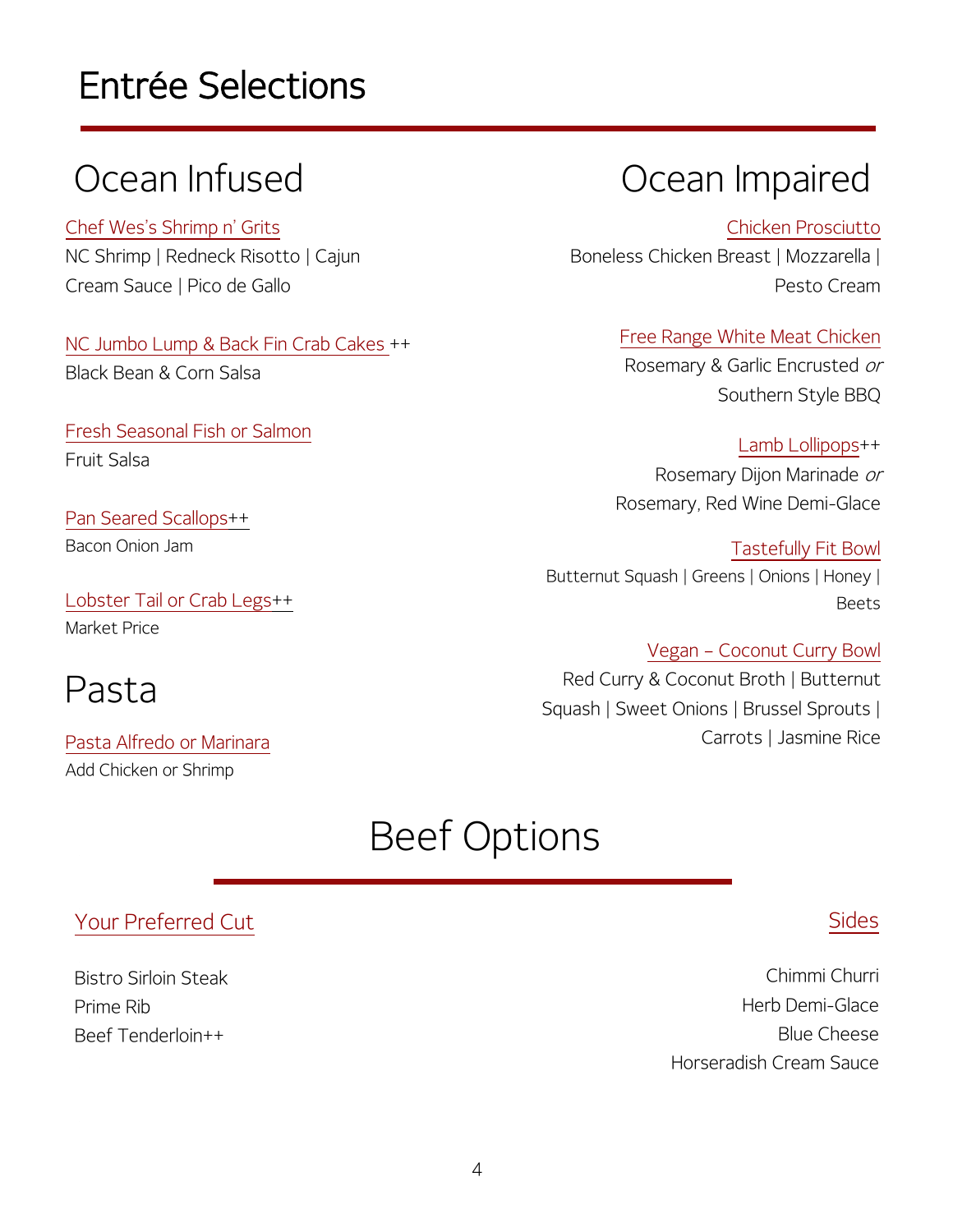# Entrée Selections

## Ocean Infused

Chef Wes's Shrimp n' Grits
NC Shrimp | Redneck Risotto | Cajun Cream Sauce | Pico de Gallo

NC Jumbo Lump & Back Fin Crab Cakes ++
Black Bean & Corn Salsa

Fresh Seasonal Fish or Salmon
Fruit Salsa

Pan Seared Scallops++
Bacon Onion Jam

Lobster Tail or Crab Legs++
Market Price

## Pasta

Pasta Alfredo or Marinara
Add Chicken or Shrimp

## Ocean Impaired

Chicken Prosciutto
Boneless Chicken Breast | Mozzarella | Pesto Cream

Free Range White Meat Chicken
Rosemary & Garlic Encrusted *or* Southern Style BBQ

Lamb Lollipops++
Rosemary Dijon Marinade *or* Rosemary, Red Wine Demi-Glace

Tastefully Fit Bowl
Butternut Squash | Greens | Onions | Honey | Beets

Vegan – Coconut Curry Bowl
Red Curry & Coconut Broth | Butternut Squash | Sweet Onions | Brussel Sprouts | Carrots | Jasmine Rice

## Beef Options

### Your Preferred Cut

Bistro Sirloin Steak
Prime Rib
Beef Tenderloin++

### Sides

Chimmi Churri
Herb Demi-Glace
Blue Cheese
Horseradish Cream Sauce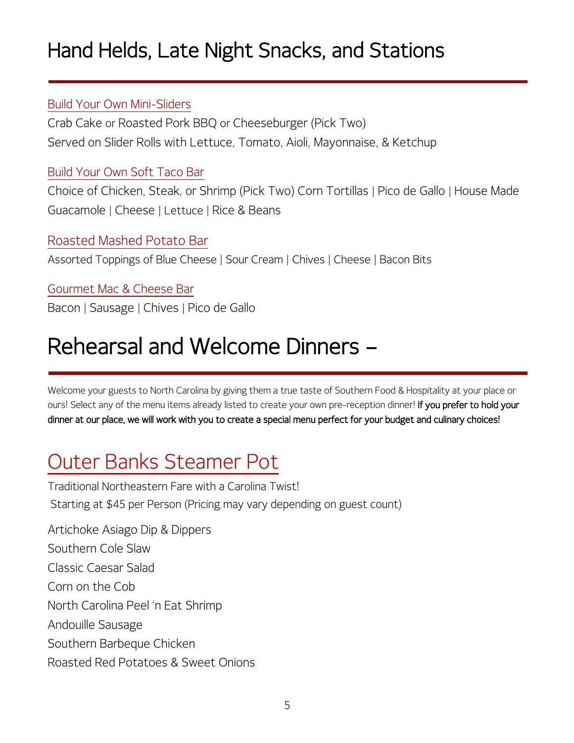# Hand Helds, Late Night Snacks, and Stations

### Build Your Own Mini-Sliders

Crab Cake or Roasted Pork BBQ or Cheeseburger (Pick Two)
Served on Slider Rolls with Lettuce, Tomato, Aioli, Mayonnaise, & Ketchup

### Build Your Own Soft Taco Bar

Choice of Chicken, Steak, or Shrimp (Pick Two) Corn Tortillas | Pico de Gallo | House Made Guacamole | Cheese | Lettuce | Rice & Beans

### Roasted Mashed Potato Bar

Assorted Toppings of Blue Cheese | Sour Cream | Chives | Cheese | Bacon Bits

### Gourmet Mac & Cheese Bar

Bacon | Sausage | Chives | Pico de Gallo

# Rehearsal and Welcome Dinners –

Welcome your guests to North Carolina by giving them a true taste of Southern Food & Hospitality at your place or ours! Select any of the menu items already listed to create your own pre-reception dinner! **If you prefer to hold your dinner at our place, we will work with you to create a special menu perfect for your budget and culinary choices!**

## Outer Banks Steamer Pot

Traditional Northeastern Fare with a Carolina Twist!
Starting at $45 per Person (Pricing may vary depending on guest count)

Artichoke Asiago Dip & Dippers
Southern Cole Slaw
Classic Caesar Salad
Corn on the Cob
North Carolina Peel 'n Eat Shrimp
Andouille Sausage
Southern Barbeque Chicken
Roasted Red Potatoes & Sweet Onions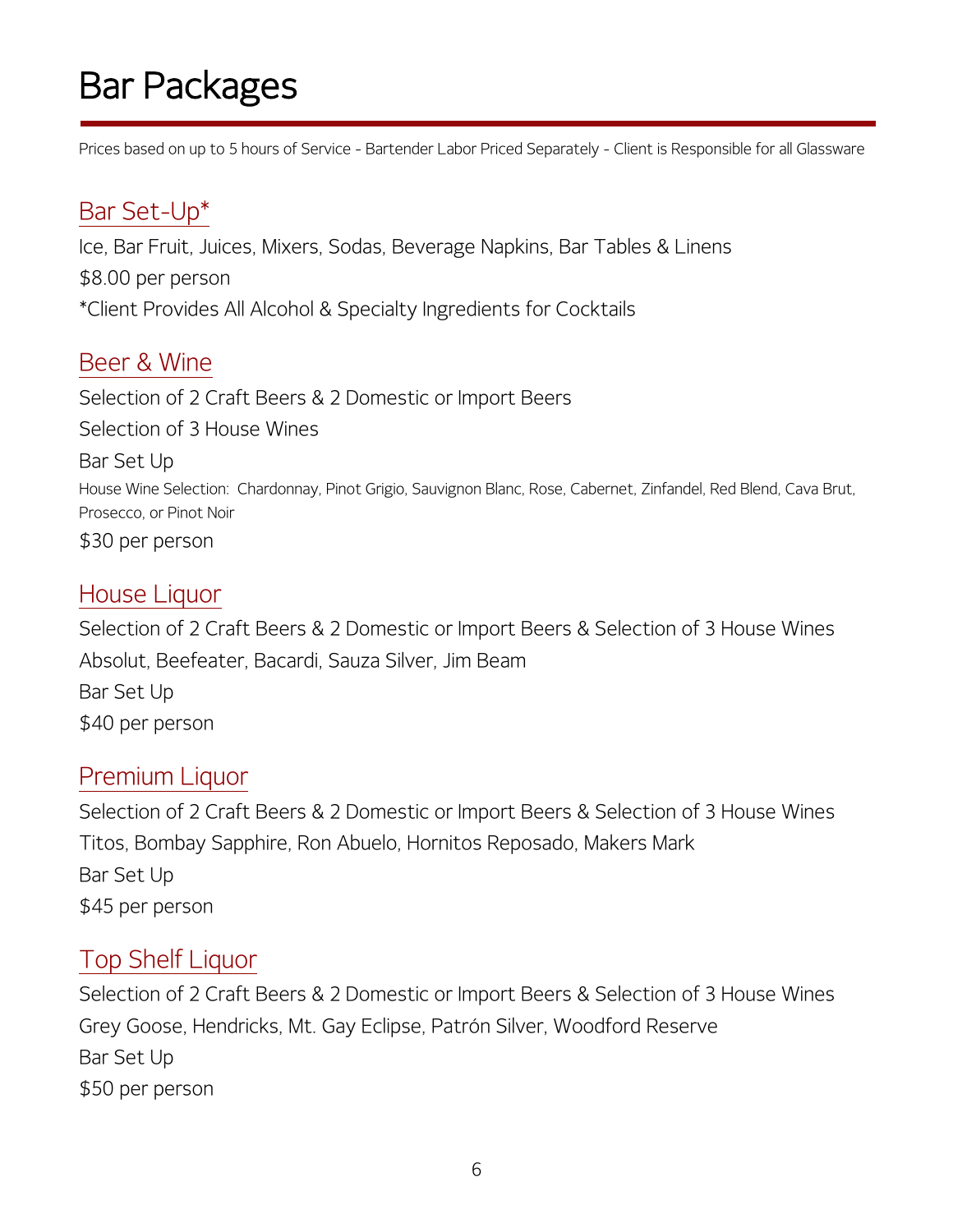# Bar Packages

Prices based on up to 5 hours of Service - Bartender Labor Priced Separately - Client is Responsible for all Glassware

## Bar Set-Up*

Ice, Bar Fruit, Juices, Mixers, Sodas, Beverage Napkins, Bar Tables & Linens

$8.00 per person

*Client Provides All Alcohol & Specialty Ingredients for Cocktails

## Beer & Wine

Selection of 2 Craft Beers & 2 Domestic or Import Beers

Selection of 3 House Wines

Bar Set Up

House Wine Selection: Chardonnay, Pinot Grigio, Sauvignon Blanc, Rose, Cabernet, Zinfandel, Red Blend, Cava Brut, Prosecco, or Pinot Noir

$30 per person

## House Liquor

Selection of 2 Craft Beers & 2 Domestic or Import Beers & Selection of 3 House Wines

Absolut, Beefeater, Bacardi, Sauza Silver, Jim Beam

Bar Set Up

$40 per person

## Premium Liquor

Selection of 2 Craft Beers & 2 Domestic or Import Beers & Selection of 3 House Wines

Titos, Bombay Sapphire, Ron Abuelo, Hornitos Reposado, Makers Mark

Bar Set Up

$45 per person

## Top Shelf Liquor

Selection of 2 Craft Beers & 2 Domestic or Import Beers & Selection of 3 House Wines

Grey Goose, Hendricks, Mt. Gay Eclipse, Patrón Silver, Woodford Reserve

Bar Set Up

$50 per person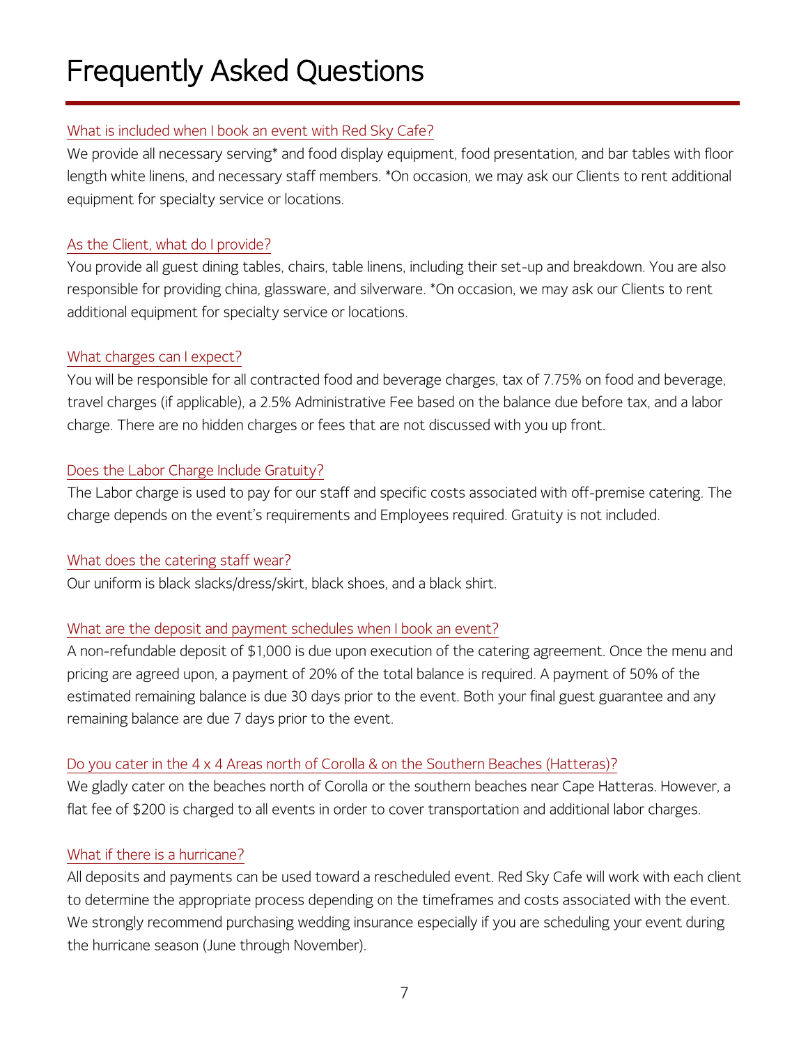# Frequently Asked Questions

### What is included when I book an event with Red Sky Cafe?

We provide all necessary serving* and food display equipment, food presentation, and bar tables with floor length white linens, and necessary staff members. *On occasion, we may ask our Clients to rent additional equipment for specialty service or locations.

### As the Client, what do I provide?

You provide all guest dining tables, chairs, table linens, including their set-up and breakdown. You are also responsible for providing china, glassware, and silverware. *On occasion, we may ask our Clients to rent additional equipment for specialty service or locations.

### What charges can I expect?

You will be responsible for all contracted food and beverage charges, tax of 7.75% on food and beverage, travel charges (if applicable), a 2.5% Administrative Fee based on the balance due before tax, and a labor charge. There are no hidden charges or fees that are not discussed with you up front.

### Does the Labor Charge Include Gratuity?

The Labor charge is used to pay for our staff and specific costs associated with off-premise catering. The charge depends on the event's requirements and Employees required. Gratuity is not included.

### What does the catering staff wear?

Our uniform is black slacks/dress/skirt, black shoes, and a black shirt.

### What are the deposit and payment schedules when I book an event?

A non-refundable deposit of $1,000 is due upon execution of the catering agreement. Once the menu and pricing are agreed upon, a payment of 20% of the total balance is required. A payment of 50% of the estimated remaining balance is due 30 days prior to the event. Both your final guest guarantee and any remaining balance are due 7 days prior to the event.

### Do you cater in the 4 x 4 Areas north of Corolla & on the Southern Beaches (Hatteras)?

We gladly cater on the beaches north of Corolla or the southern beaches near Cape Hatteras. However, a flat fee of $200 is charged to all events in order to cover transportation and additional labor charges.

### What if there is a hurricane?

All deposits and payments can be used toward a rescheduled event. Red Sky Cafe will work with each client to determine the appropriate process depending on the timeframes and costs associated with the event. We strongly recommend purchasing wedding insurance especially if you are scheduling your event during the hurricane season (June through November).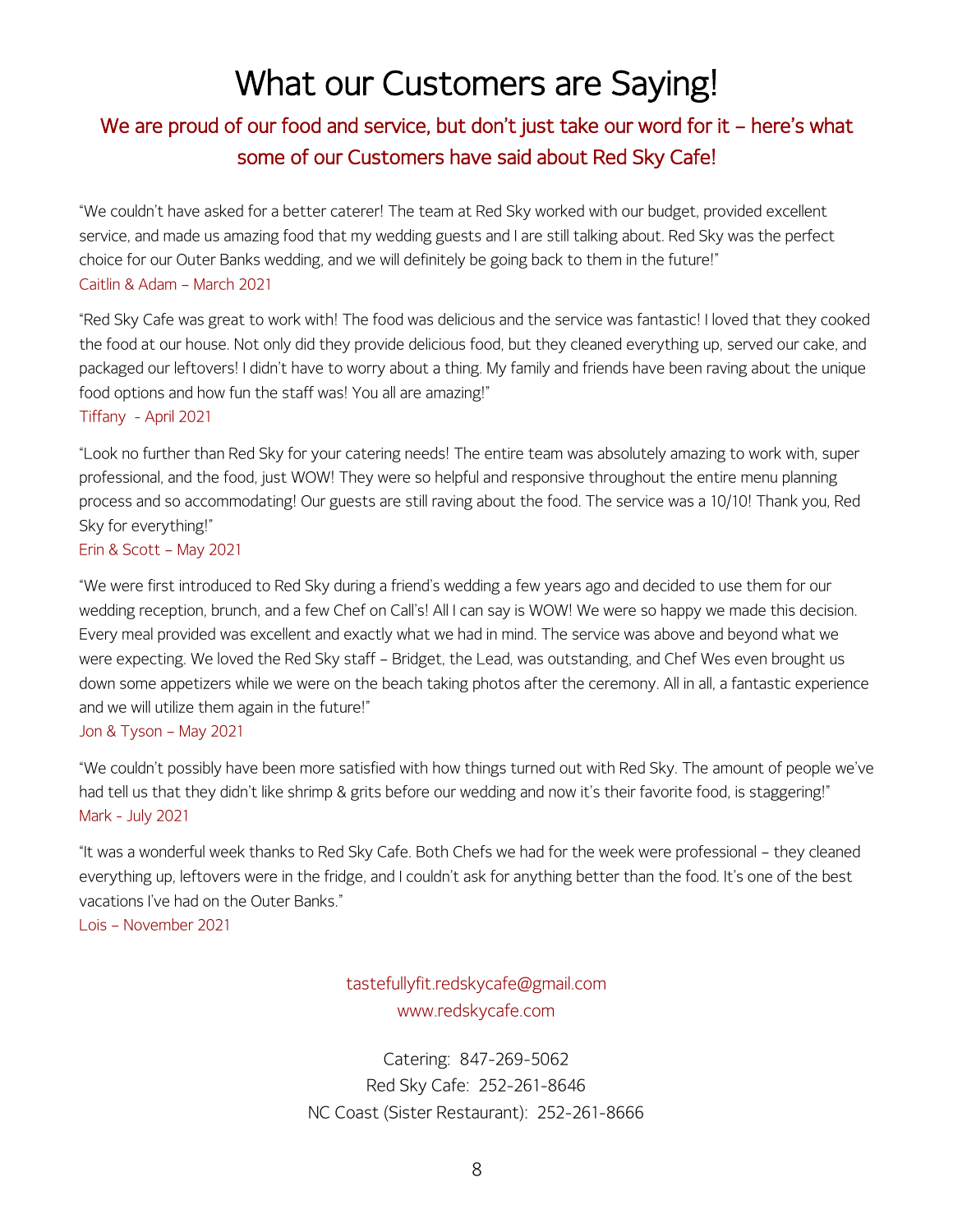# What our Customers are Saying!

## We are proud of our food and service, but don't just take our word for it – here's what some of our Customers have said about Red Sky Cafe!

"We couldn't have asked for a better caterer! The team at Red Sky worked with our budget, provided excellent service, and made us amazing food that my wedding guests and I are still talking about. Red Sky was the perfect choice for our Outer Banks wedding, and we will definitely be going back to them in the future!"
Caitlin & Adam – March 2021

"Red Sky Cafe was great to work with! The food was delicious and the service was fantastic! I loved that they cooked the food at our house. Not only did they provide delicious food, but they cleaned everything up, served our cake, and packaged our leftovers! I didn't have to worry about a thing. My family and friends have been raving about the unique food options and how fun the staff was! You all are amazing!"
Tiffany - April 2021

"Look no further than Red Sky for your catering needs! The entire team was absolutely amazing to work with, super professional, and the food, just WOW! They were so helpful and responsive throughout the entire menu planning process and so accommodating! Our guests are still raving about the food. The service was a 10/10! Thank you, Red Sky for everything!"
Erin & Scott – May 2021

"We were first introduced to Red Sky during a friend's wedding a few years ago and decided to use them for our wedding reception, brunch, and a few Chef on Call's! All I can say is WOW! We were so happy we made this decision. Every meal provided was excellent and exactly what we had in mind. The service was above and beyond what we were expecting. We loved the Red Sky staff – Bridget, the Lead, was outstanding, and Chef Wes even brought us down some appetizers while we were on the beach taking photos after the ceremony. All in all, a fantastic experience and we will utilize them again in the future!"
Jon & Tyson – May 2021

"We couldn't possibly have been more satisfied with how things turned out with Red Sky. The amount of people we've had tell us that they didn't like shrimp & grits before our wedding and now it's their favorite food, is staggering!"
Mark - July 2021

"It was a wonderful week thanks to Red Sky Cafe. Both Chefs we had for the week were professional – they cleaned everything up, leftovers were in the fridge, and I couldn't ask for anything better than the food. It's one of the best vacations I've had on the Outer Banks."
Lois – November 2021

tastefullyfit.redskycafe@gmail.com
www.redskycafe.com

Catering: 847-269-5062
Red Sky Cafe: 252-261-8646
NC Coast (Sister Restaurant): 252-261-8666